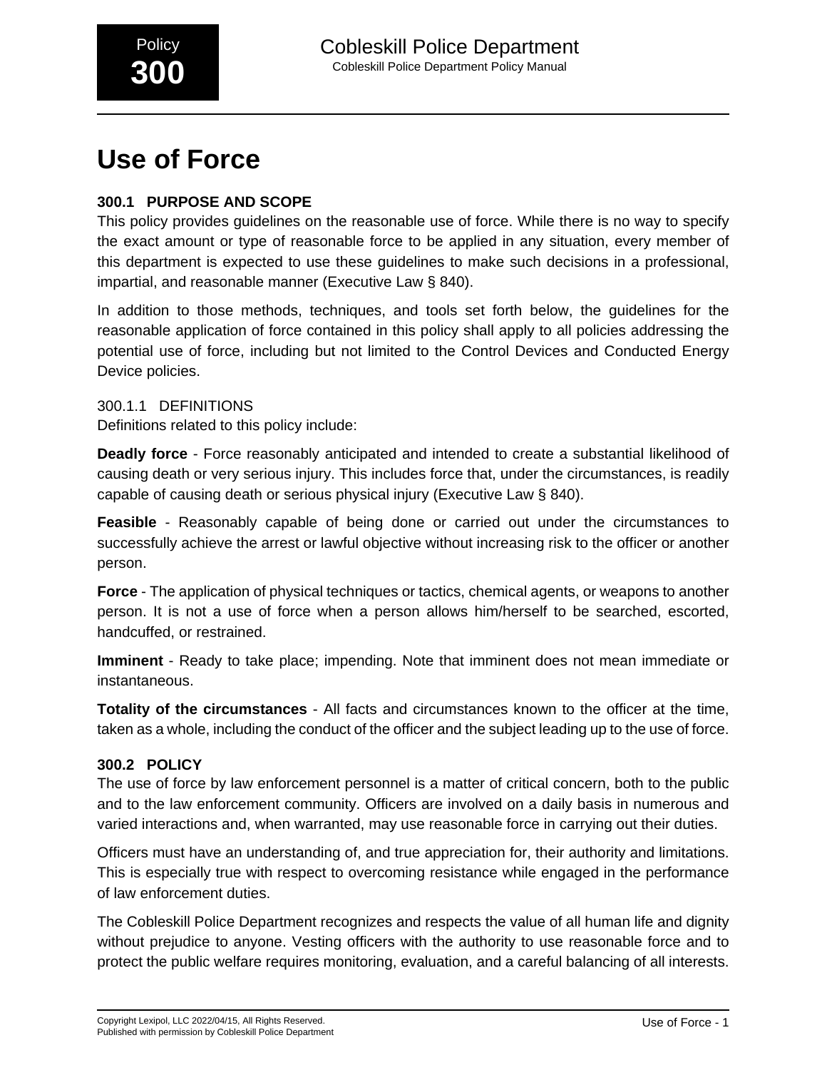Policy **300**

# Cobleskill Police Department

Cobleskill Police Department Policy Manual

# Use of Force

## 300.1 PURPOSE AND SCOPE

This policy provides guidelines on the reasonable use of force. While there is no way to specify the exact amount or type of reasonable force to be applied in any situation, every member of this department is expected to use these guidelines to make such decisions in a professional, impartial, and reasonable manner (Executive Law § 840).

In addition to those methods, techniques, and tools set forth below, the guidelines for the reasonable application of force contained in this policy shall apply to all policies addressing the potential use of force, including but not limited to the Control Devices and Conducted Energy Device policies.

### 300.1.1 DEFINITIONS

Definitions related to this policy include:

**Deadly force** - Force reasonably anticipated and intended to create a substantial likelihood of causing death or very serious injury. This includes force that, under the circumstances, is readily capable of causing death or serious physical injury (Executive Law § 840).

**Feasible** - Reasonably capable of being done or carried out under the circumstances to successfully achieve the arrest or lawful objective without increasing risk to the officer or another person.

**Force** - The application of physical techniques or tactics, chemical agents, or weapons to another person. It is not a use of force when a person allows him/herself to be searched, escorted, handcuffed, or restrained.

**Imminent** - Ready to take place; impending. Note that imminent does not mean immediate or instantaneous.

**Totality of the circumstances** - All facts and circumstances known to the officer at the time, taken as a whole, including the conduct of the officer and the subject leading up to the use of force.

## 300.2 POLICY

The use of force by law enforcement personnel is a matter of critical concern, both to the public and to the law enforcement community. Officers are involved on a daily basis in numerous and varied interactions and, when warranted, may use reasonable force in carrying out their duties.

Officers must have an understanding of, and true appreciation for, their authority and limitations. This is especially true with respect to overcoming resistance while engaged in the performance of law enforcement duties.

The Cobleskill Police Department recognizes and respects the value of all human life and dignity without prejudice to anyone. Vesting officers with the authority to use reasonable force and to protect the public welfare requires monitoring, evaluation, and a careful balancing of all interests.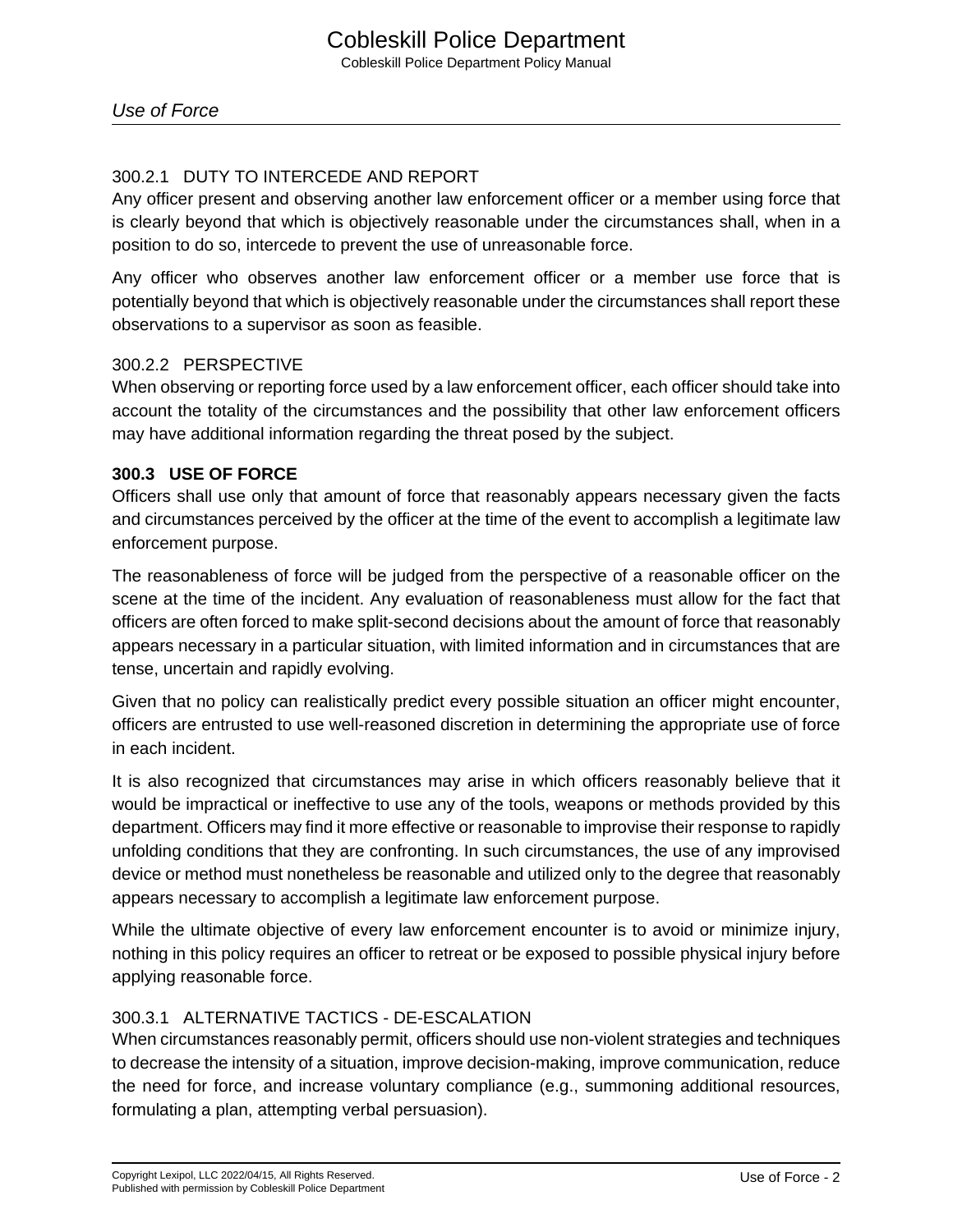### 300.2.1 DUTY TO INTERCEDE AND REPORT

Any officer present and observing another law enforcement officer or a member using force that is clearly beyond that which is objectively reasonable under the circumstances shall, when in a position to do so, intercede to prevent the use of unreasonable force.

Any officer who observes another law enforcement officer or a member use force that is potentially beyond that which is objectively reasonable under the circumstances shall report these observations to a supervisor as soon as feasible.

### 300.2.2 PERSPECTIVE

When observing or reporting force used by a law enforcement officer, each officer should take into account the totality of the circumstances and the possibility that other law enforcement officers may have additional information regarding the threat posed by the subject.

## 300.3 USE OF FORCE

Officers shall use only that amount of force that reasonably appears necessary given the facts and circumstances perceived by the officer at the time of the event to accomplish a legitimate law enforcement purpose.

The reasonableness of force will be judged from the perspective of a reasonable officer on the scene at the time of the incident. Any evaluation of reasonableness must allow for the fact that officers are often forced to make split-second decisions about the amount of force that reasonably appears necessary in a particular situation, with limited information and in circumstances that are tense, uncertain and rapidly evolving.

Given that no policy can realistically predict every possible situation an officer might encounter, officers are entrusted to use well-reasoned discretion in determining the appropriate use of force in each incident.

It is also recognized that circumstances may arise in which officers reasonably believe that it would be impractical or ineffective to use any of the tools, weapons or methods provided by this department. Officers may find it more effective or reasonable to improvise their response to rapidly unfolding conditions that they are confronting. In such circumstances, the use of any improvised device or method must nonetheless be reasonable and utilized only to the degree that reasonably appears necessary to accomplish a legitimate law enforcement purpose.

While the ultimate objective of every law enforcement encounter is to avoid or minimize injury, nothing in this policy requires an officer to retreat or be exposed to possible physical injury before applying reasonable force.

### 300.3.1 ALTERNATIVE TACTICS - DE-ESCALATION

When circumstances reasonably permit, officers should use non-violent strategies and techniques to decrease the intensity of a situation, improve decision-making, improve communication, reduce the need for force, and increase voluntary compliance (e.g., summoning additional resources, formulating a plan, attempting verbal persuasion).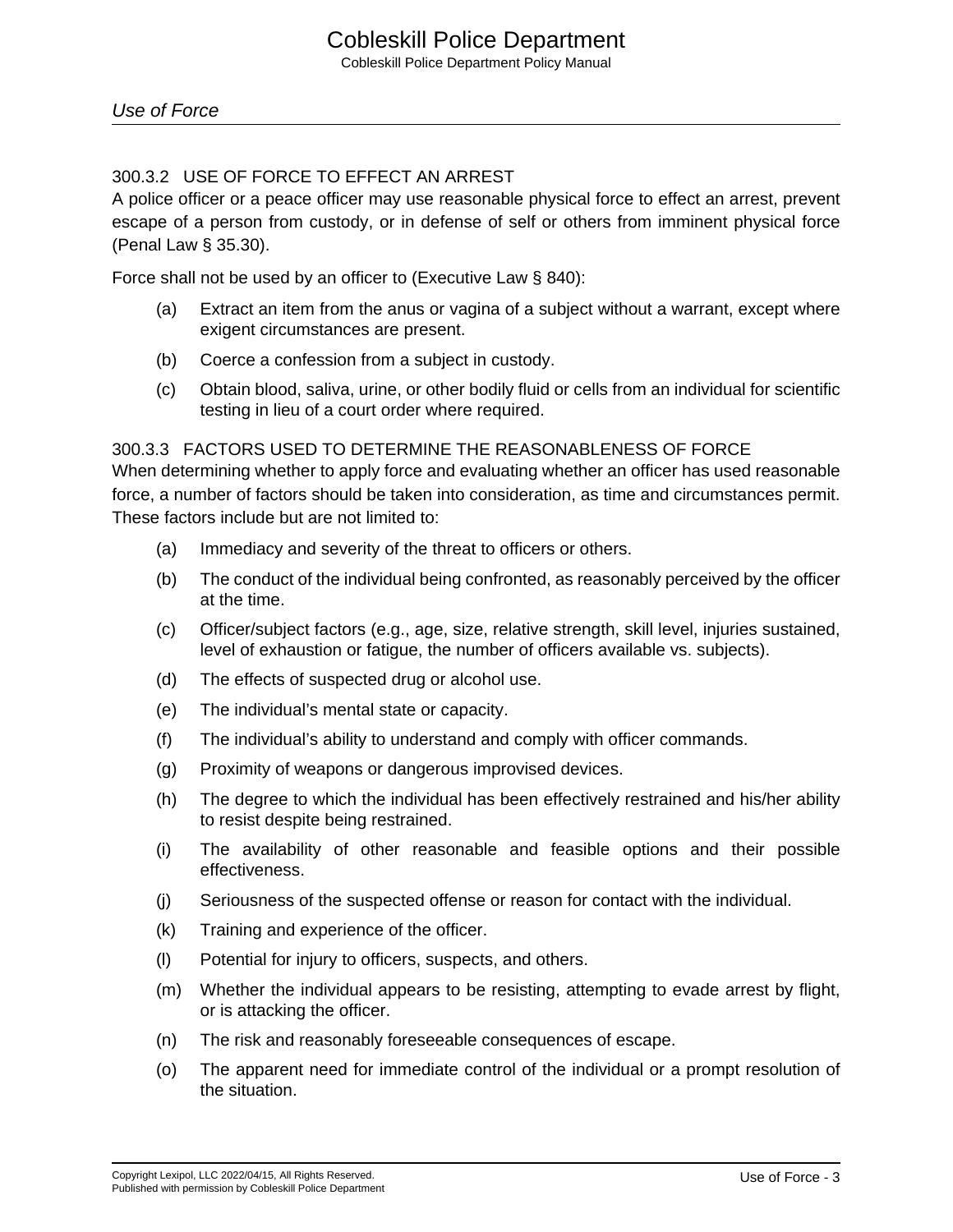### 300.3.2 USE OF FORCE TO EFFECT AN ARREST

A police officer or a peace officer may use reasonable physical force to effect an arrest, prevent escape of a person from custody, or in defense of self or others from imminent physical force (Penal Law § 35.30).

Force shall not be used by an officer to (Executive Law § 840):

(a) Extract an item from the anus or vagina of a subject without a warrant, except where exigent circumstances are present.

(b) Coerce a confession from a subject in custody.

(c) Obtain blood, saliva, urine, or other bodily fluid or cells from an individual for scientific testing in lieu of a court order where required.

### 300.3.3 FACTORS USED TO DETERMINE THE REASONABLENESS OF FORCE

When determining whether to apply force and evaluating whether an officer has used reasonable force, a number of factors should be taken into consideration, as time and circumstances permit. These factors include but are not limited to:

(a) Immediacy and severity of the threat to officers or others.

(b) The conduct of the individual being confronted, as reasonably perceived by the officer at the time.

(c) Officer/subject factors (e.g., age, size, relative strength, skill level, injuries sustained, level of exhaustion or fatigue, the number of officers available vs. subjects).

(d) The effects of suspected drug or alcohol use.

(e) The individual’s mental state or capacity.

(f) The individual’s ability to understand and comply with officer commands.

(g) Proximity of weapons or dangerous improvised devices.

(h) The degree to which the individual has been effectively restrained and his/her ability to resist despite being restrained.

(i) The availability of other reasonable and feasible options and their possible effectiveness.

(j) Seriousness of the suspected offense or reason for contact with the individual.

(k) Training and experience of the officer.

(l) Potential for injury to officers, suspects, and others.

(m) Whether the individual appears to be resisting, attempting to evade arrest by flight, or is attacking the officer.

(n) The risk and reasonably foreseeable consequences of escape.

(o) The apparent need for immediate control of the individual or a prompt resolution of the situation.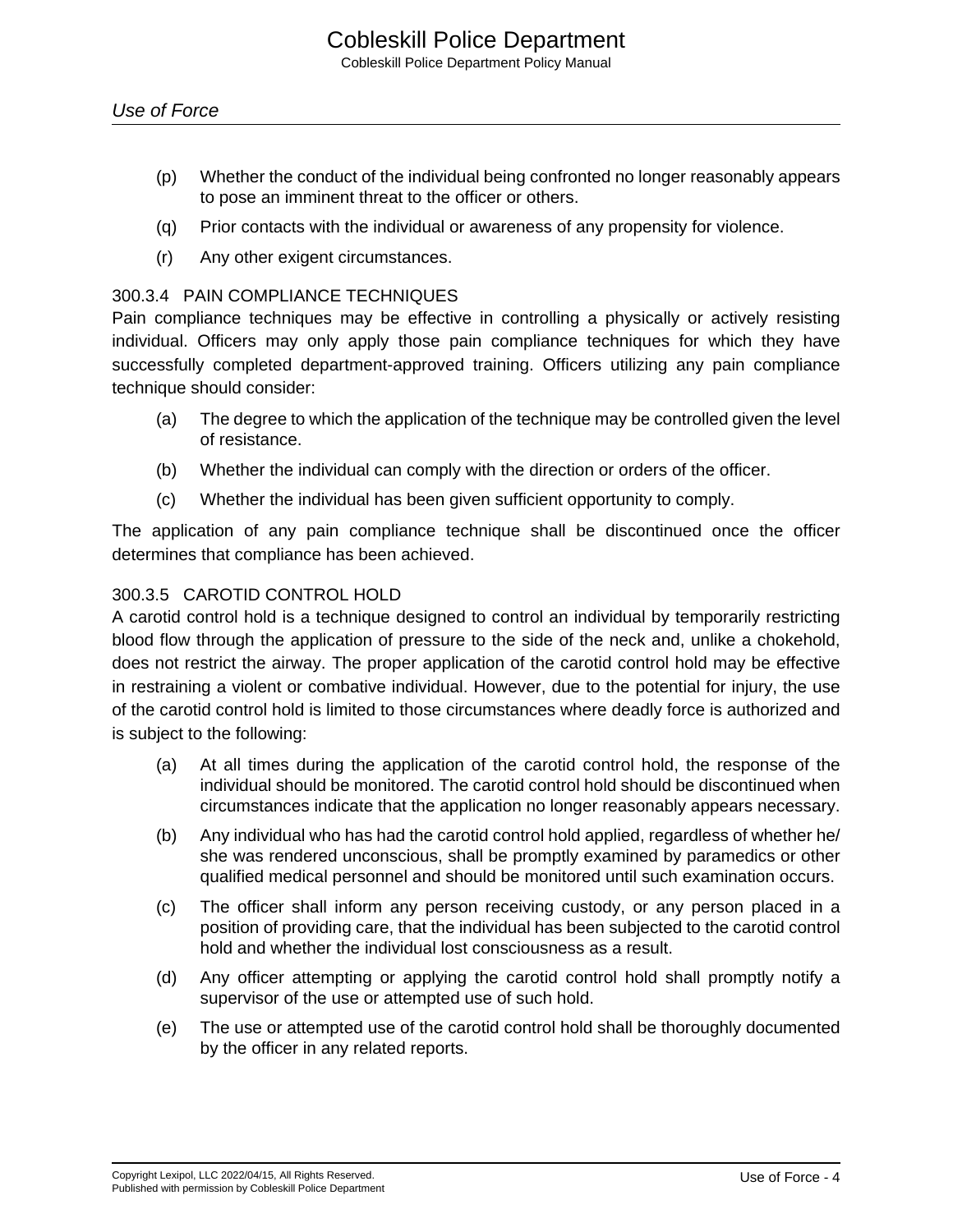(p) Whether the conduct of the individual being confronted no longer reasonably appears to pose an imminent threat to the officer or others.

(q) Prior contacts with the individual or awareness of any propensity for violence.

(r) Any other exigent circumstances.

### 300.3.4 PAIN COMPLIANCE TECHNIQUES

Pain compliance techniques may be effective in controlling a physically or actively resisting individual. Officers may only apply those pain compliance techniques for which they have successfully completed department-approved training. Officers utilizing any pain compliance technique should consider:

(a) The degree to which the application of the technique may be controlled given the level of resistance.

(b) Whether the individual can comply with the direction or orders of the officer.

(c) Whether the individual has been given sufficient opportunity to comply.

The application of any pain compliance technique shall be discontinued once the officer determines that compliance has been achieved.

### 300.3.5 CAROTID CONTROL HOLD

A carotid control hold is a technique designed to control an individual by temporarily restricting blood flow through the application of pressure to the side of the neck and, unlike a chokehold, does not restrict the airway. The proper application of the carotid control hold may be effective in restraining a violent or combative individual. However, due to the potential for injury, the use of the carotid control hold is limited to those circumstances where deadly force is authorized and is subject to the following:

(a) At all times during the application of the carotid control hold, the response of the individual should be monitored. The carotid control hold should be discontinued when circumstances indicate that the application no longer reasonably appears necessary.

(b) Any individual who has had the carotid control hold applied, regardless of whether he/she was rendered unconscious, shall be promptly examined by paramedics or other qualified medical personnel and should be monitored until such examination occurs.

(c) The officer shall inform any person receiving custody, or any person placed in a position of providing care, that the individual has been subjected to the carotid control hold and whether the individual lost consciousness as a result.

(d) Any officer attempting or applying the carotid control hold shall promptly notify a supervisor of the use or attempted use of such hold.

(e) The use or attempted use of the carotid control hold shall be thoroughly documented by the officer in any related reports.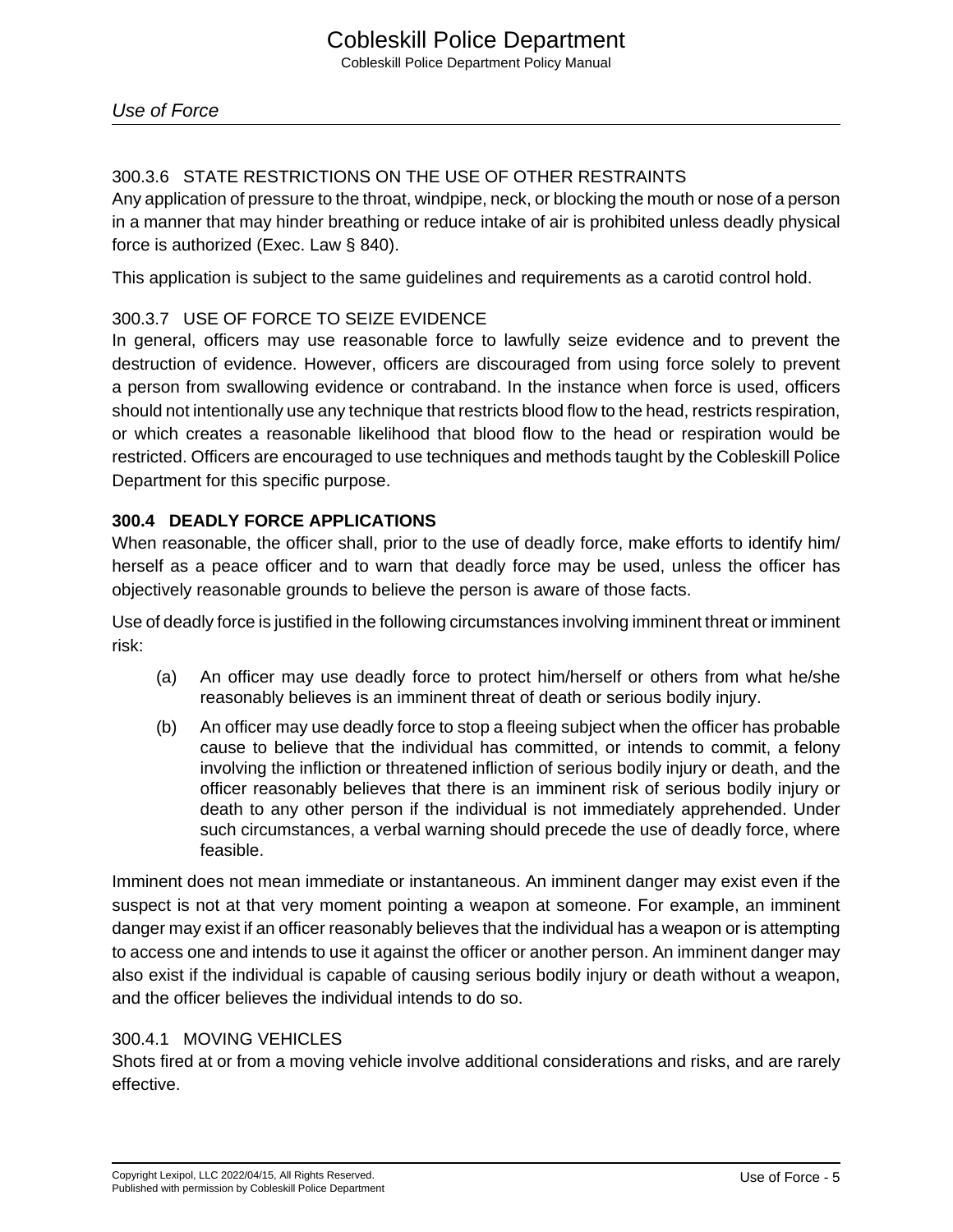#### 300.3.6 STATE RESTRICTIONS ON THE USE OF OTHER RESTRAINTS

Any application of pressure to the throat, windpipe, neck, or blocking the mouth or nose of a person in a manner that may hinder breathing or reduce intake of air is prohibited unless deadly physical force is authorized (Exec. Law § 840).

This application is subject to the same guidelines and requirements as a carotid control hold.

#### 300.3.7 USE OF FORCE TO SEIZE EVIDENCE

In general, officers may use reasonable force to lawfully seize evidence and to prevent the destruction of evidence. However, officers are discouraged from using force solely to prevent a person from swallowing evidence or contraband. In the instance when force is used, officers should not intentionally use any technique that restricts blood flow to the head, restricts respiration, or which creates a reasonable likelihood that blood flow to the head or respiration would be restricted. Officers are encouraged to use techniques and methods taught by the Cobleskill Police Department for this specific purpose.

### 300.4 DEADLY FORCE APPLICATIONS

When reasonable, the officer shall, prior to the use of deadly force, make efforts to identify him/herself as a peace officer and to warn that deadly force may be used, unless the officer has objectively reasonable grounds to believe the person is aware of those facts.

Use of deadly force is justified in the following circumstances involving imminent threat or imminent risk:

(a) An officer may use deadly force to protect him/herself or others from what he/she reasonably believes is an imminent threat of death or serious bodily injury.

(b) An officer may use deadly force to stop a fleeing subject when the officer has probable cause to believe that the individual has committed, or intends to commit, a felony involving the infliction or threatened infliction of serious bodily injury or death, and the officer reasonably believes that there is an imminent risk of serious bodily injury or death to any other person if the individual is not immediately apprehended. Under such circumstances, a verbal warning should precede the use of deadly force, where feasible.

Imminent does not mean immediate or instantaneous. An imminent danger may exist even if the suspect is not at that very moment pointing a weapon at someone. For example, an imminent danger may exist if an officer reasonably believes that the individual has a weapon or is attempting to access one and intends to use it against the officer or another person. An imminent danger may also exist if the individual is capable of causing serious bodily injury or death without a weapon, and the officer believes the individual intends to do so.

#### 300.4.1 MOVING VEHICLES

Shots fired at or from a moving vehicle involve additional considerations and risks, and are rarely effective.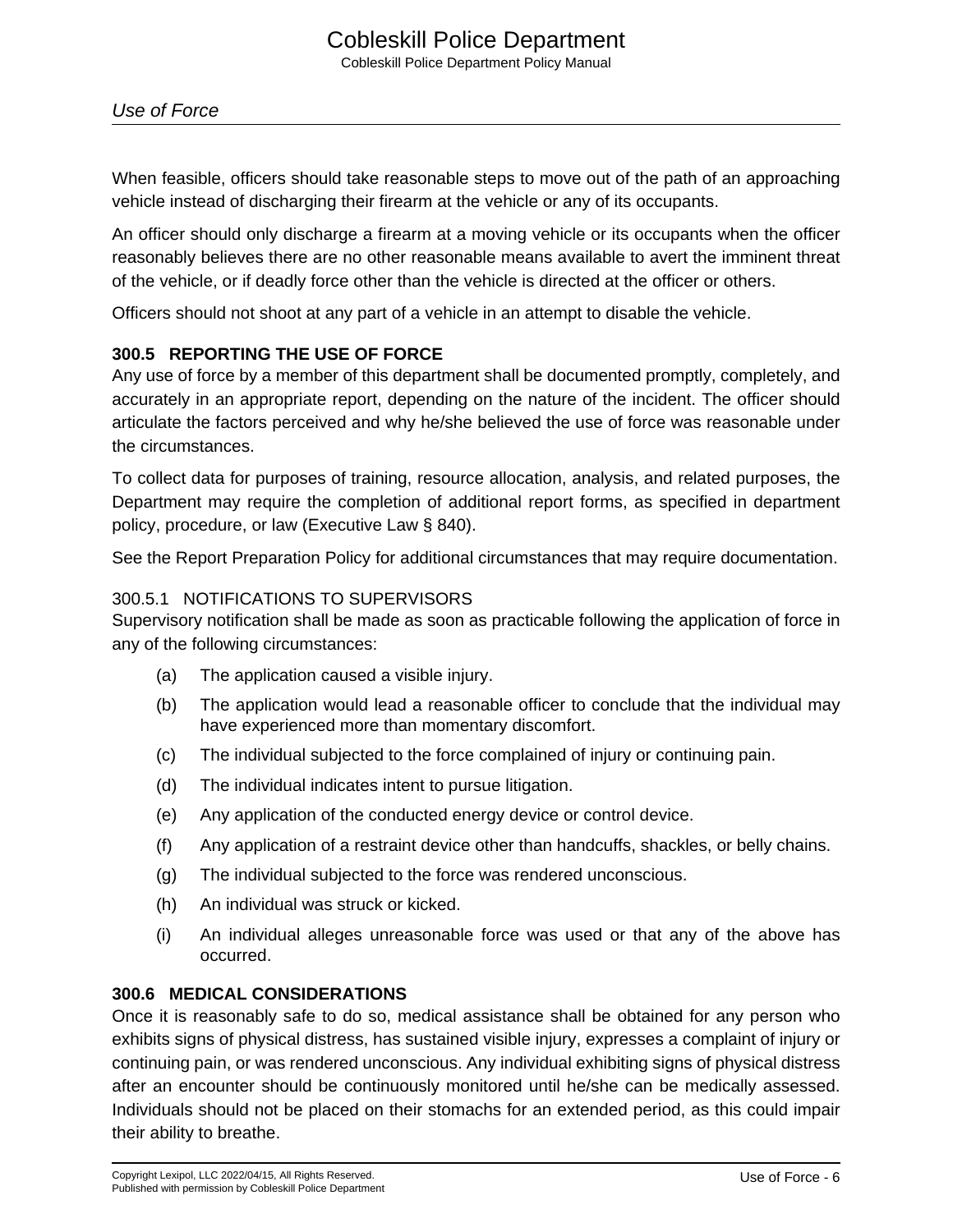When feasible, officers should take reasonable steps to move out of the path of an approaching vehicle instead of discharging their firearm at the vehicle or any of its occupants.

An officer should only discharge a firearm at a moving vehicle or its occupants when the officer reasonably believes there are no other reasonable means available to avert the imminent threat of the vehicle, or if deadly force other than the vehicle is directed at the officer or others.

Officers should not shoot at any part of a vehicle in an attempt to disable the vehicle.

## 300.5 REPORTING THE USE OF FORCE

Any use of force by a member of this department shall be documented promptly, completely, and accurately in an appropriate report, depending on the nature of the incident. The officer should articulate the factors perceived and why he/she believed the use of force was reasonable under the circumstances.

To collect data for purposes of training, resource allocation, analysis, and related purposes, the Department may require the completion of additional report forms, as specified in department policy, procedure, or law (Executive Law § 840).

See the Report Preparation Policy for additional circumstances that may require documentation.

### 300.5.1 NOTIFICATIONS TO SUPERVISORS

Supervisory notification shall be made as soon as practicable following the application of force in any of the following circumstances:

(a) The application caused a visible injury.

(b) The application would lead a reasonable officer to conclude that the individual may have experienced more than momentary discomfort.

(c) The individual subjected to the force complained of injury or continuing pain.

(d) The individual indicates intent to pursue litigation.

(e) Any application of the conducted energy device or control device.

(f) Any application of a restraint device other than handcuffs, shackles, or belly chains.

(g) The individual subjected to the force was rendered unconscious.

(h) An individual was struck or kicked.

(i) An individual alleges unreasonable force was used or that any of the above has occurred.

## 300.6 MEDICAL CONSIDERATIONS

Once it is reasonably safe to do so, medical assistance shall be obtained for any person who exhibits signs of physical distress, has sustained visible injury, expresses a complaint of injury or continuing pain, or was rendered unconscious. Any individual exhibiting signs of physical distress after an encounter should be continuously monitored until he/she can be medically assessed. Individuals should not be placed on their stomachs for an extended period, as this could impair their ability to breathe.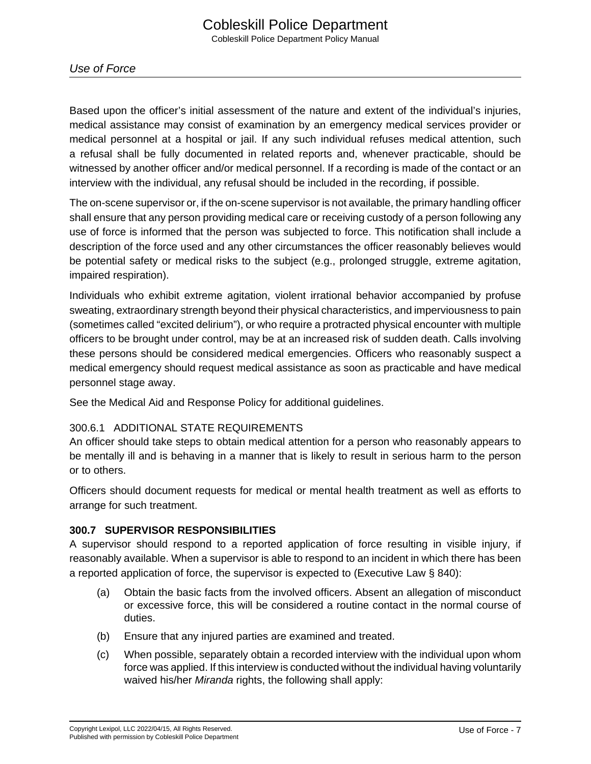Based upon the officer's initial assessment of the nature and extent of the individual's injuries, medical assistance may consist of examination by an emergency medical services provider or medical personnel at a hospital or jail. If any such individual refuses medical attention, such a refusal shall be fully documented in related reports and, whenever practicable, should be witnessed by another officer and/or medical personnel. If a recording is made of the contact or an interview with the individual, any refusal should be included in the recording, if possible.

The on-scene supervisor or, if the on-scene supervisor is not available, the primary handling officer shall ensure that any person providing medical care or receiving custody of a person following any use of force is informed that the person was subjected to force. This notification shall include a description of the force used and any other circumstances the officer reasonably believes would be potential safety or medical risks to the subject (e.g., prolonged struggle, extreme agitation, impaired respiration).

Individuals who exhibit extreme agitation, violent irrational behavior accompanied by profuse sweating, extraordinary strength beyond their physical characteristics, and imperviousness to pain (sometimes called "excited delirium"), or who require a protracted physical encounter with multiple officers to be brought under control, may be at an increased risk of sudden death. Calls involving these persons should be considered medical emergencies. Officers who reasonably suspect a medical emergency should request medical assistance as soon as practicable and have medical personnel stage away.

See the Medical Aid and Response Policy for additional guidelines.

#### 300.6.1 ADDITIONAL STATE REQUIREMENTS

An officer should take steps to obtain medical attention for a person who reasonably appears to be mentally ill and is behaving in a manner that is likely to result in serious harm to the person or to others.

Officers should document requests for medical or mental health treatment as well as efforts to arrange for such treatment.

### 300.7 SUPERVISOR RESPONSIBILITIES

A supervisor should respond to a reported application of force resulting in visible injury, if reasonably available. When a supervisor is able to respond to an incident in which there has been a reported application of force, the supervisor is expected to (Executive Law § 840):

(a) Obtain the basic facts from the involved officers. Absent an allegation of misconduct or excessive force, this will be considered a routine contact in the normal course of duties.

(b) Ensure that any injured parties are examined and treated.

(c) When possible, separately obtain a recorded interview with the individual upon whom force was applied. If this interview is conducted without the individual having voluntarily waived his/her *Miranda* rights, the following shall apply: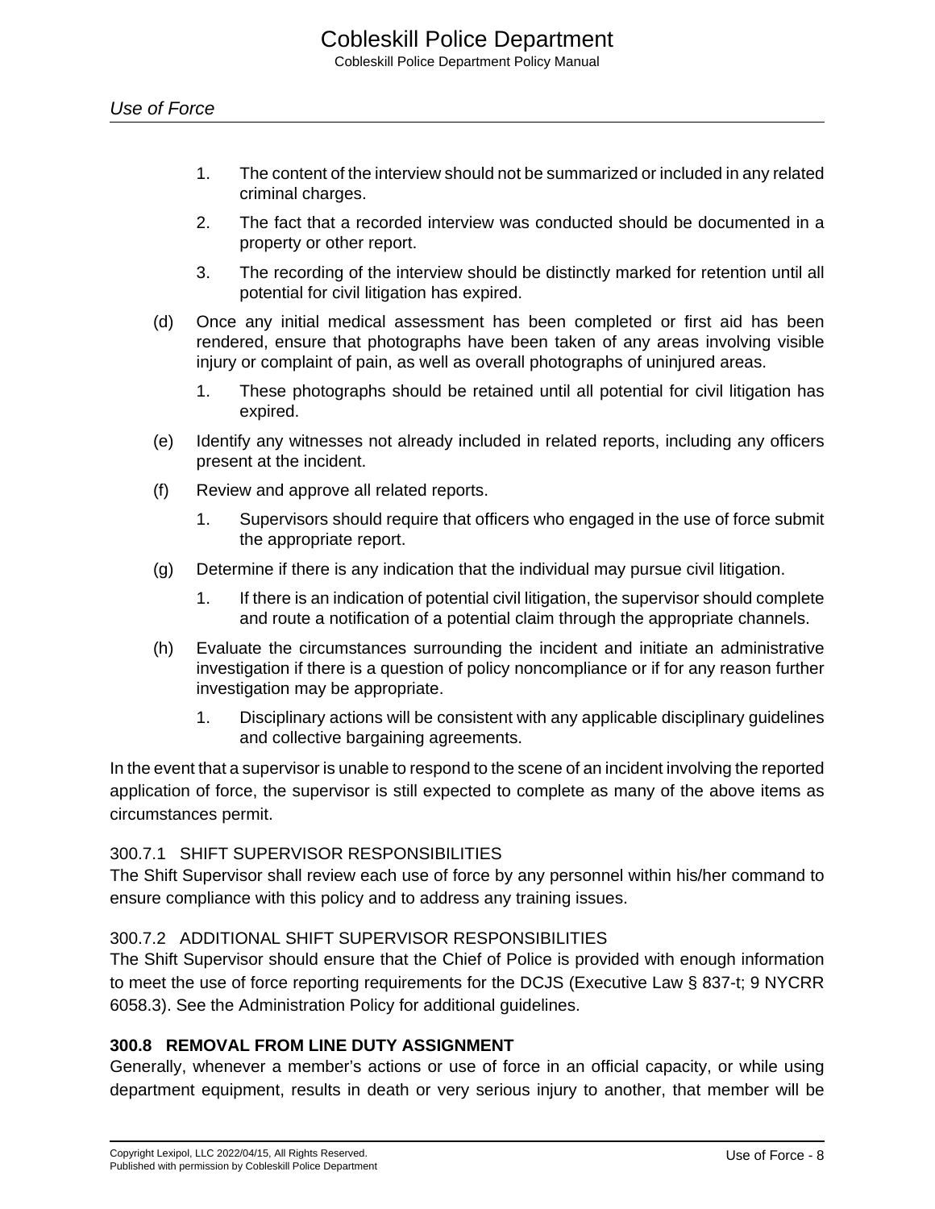1. The content of the interview should not be summarized or included in any related criminal charges.

2. The fact that a recorded interview was conducted should be documented in a property or other report.

3. The recording of the interview should be distinctly marked for retention until all potential for civil litigation has expired.

(d) Once any initial medical assessment has been completed or first aid has been rendered, ensure that photographs have been taken of any areas involving visible injury or complaint of pain, as well as overall photographs of uninjured areas.

   1. These photographs should be retained until all potential for civil litigation has expired.

(e) Identify any witnesses not already included in related reports, including any officers present at the incident.

(f) Review and approve all related reports.

   1. Supervisors should require that officers who engaged in the use of force submit the appropriate report.

(g) Determine if there is any indication that the individual may pursue civil litigation.

   1. If there is an indication of potential civil litigation, the supervisor should complete and route a notification of a potential claim through the appropriate channels.

(h) Evaluate the circumstances surrounding the incident and initiate an administrative investigation if there is a question of policy noncompliance or if for any reason further investigation may be appropriate.

   1. Disciplinary actions will be consistent with any applicable disciplinary guidelines and collective bargaining agreements.

In the event that a supervisor is unable to respond to the scene of an incident involving the reported application of force, the supervisor is still expected to complete as many of the above items as circumstances permit.

### 300.7.1 SHIFT SUPERVISOR RESPONSIBILITIES

The Shift Supervisor shall review each use of force by any personnel within his/her command to ensure compliance with this policy and to address any training issues.

### 300.7.2 ADDITIONAL SHIFT SUPERVISOR RESPONSIBILITIES

The Shift Supervisor should ensure that the Chief of Police is provided with enough information to meet the use of force reporting requirements for the DCJS (Executive Law § 837-t; 9 NYCRR 6058.3). See the Administration Policy for additional guidelines.

## 300.8 REMOVAL FROM LINE DUTY ASSIGNMENT

Generally, whenever a member's actions or use of force in an official capacity, or while using department equipment, results in death or very serious injury to another, that member will be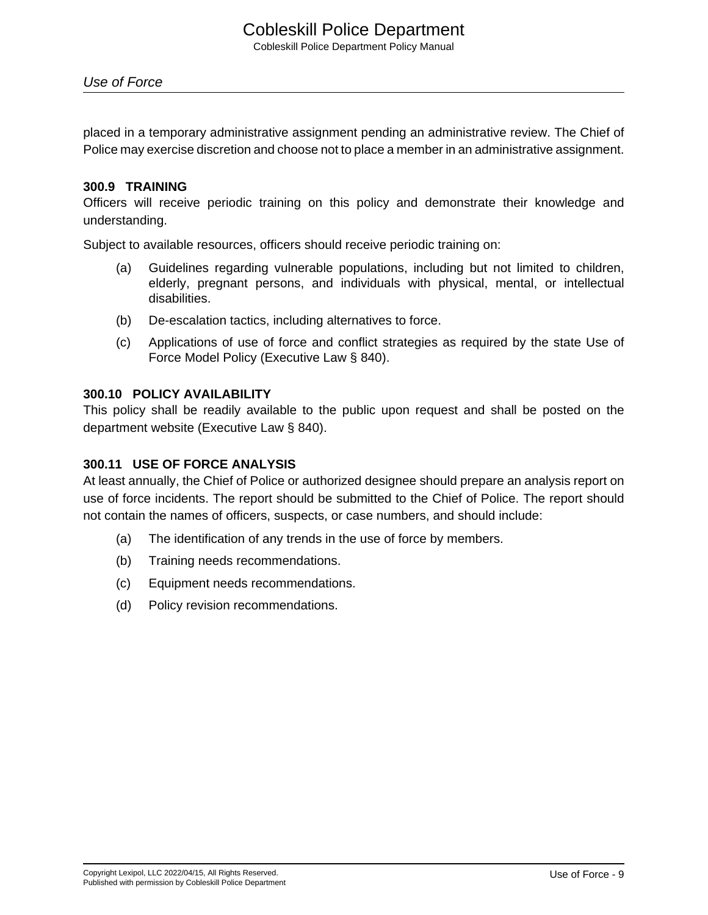placed in a temporary administrative assignment pending an administrative review. The Chief of Police may exercise discretion and choose not to place a member in an administrative assignment.

### 300.9 TRAINING

Officers will receive periodic training on this policy and demonstrate their knowledge and understanding.

Subject to available resources, officers should receive periodic training on:

(a) Guidelines regarding vulnerable populations, including but not limited to children, elderly, pregnant persons, and individuals with physical, mental, or intellectual disabilities.

(b) De-escalation tactics, including alternatives to force.

(c) Applications of use of force and conflict strategies as required by the state Use of Force Model Policy (Executive Law § 840).

### 300.10 POLICY AVAILABILITY

This policy shall be readily available to the public upon request and shall be posted on the department website (Executive Law § 840).

### 300.11 USE OF FORCE ANALYSIS

At least annually, the Chief of Police or authorized designee should prepare an analysis report on use of force incidents. The report should be submitted to the Chief of Police. The report should not contain the names of officers, suspects, or case numbers, and should include:

(a) The identification of any trends in the use of force by members.

(b) Training needs recommendations.

(c) Equipment needs recommendations.

(d) Policy revision recommendations.